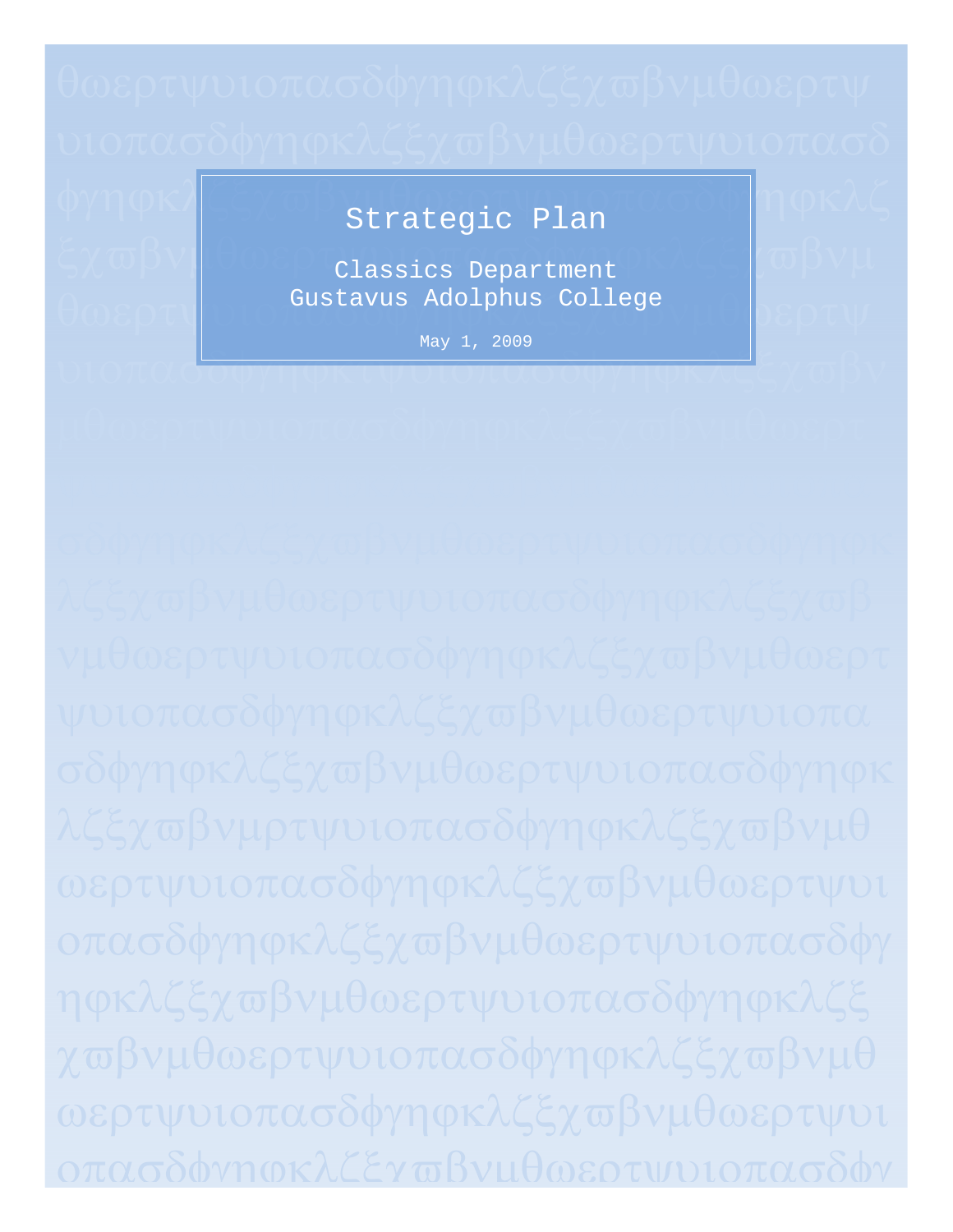# Strategic Plan

## Classics Department
## Gustavus Adolphus College

May 1, 2009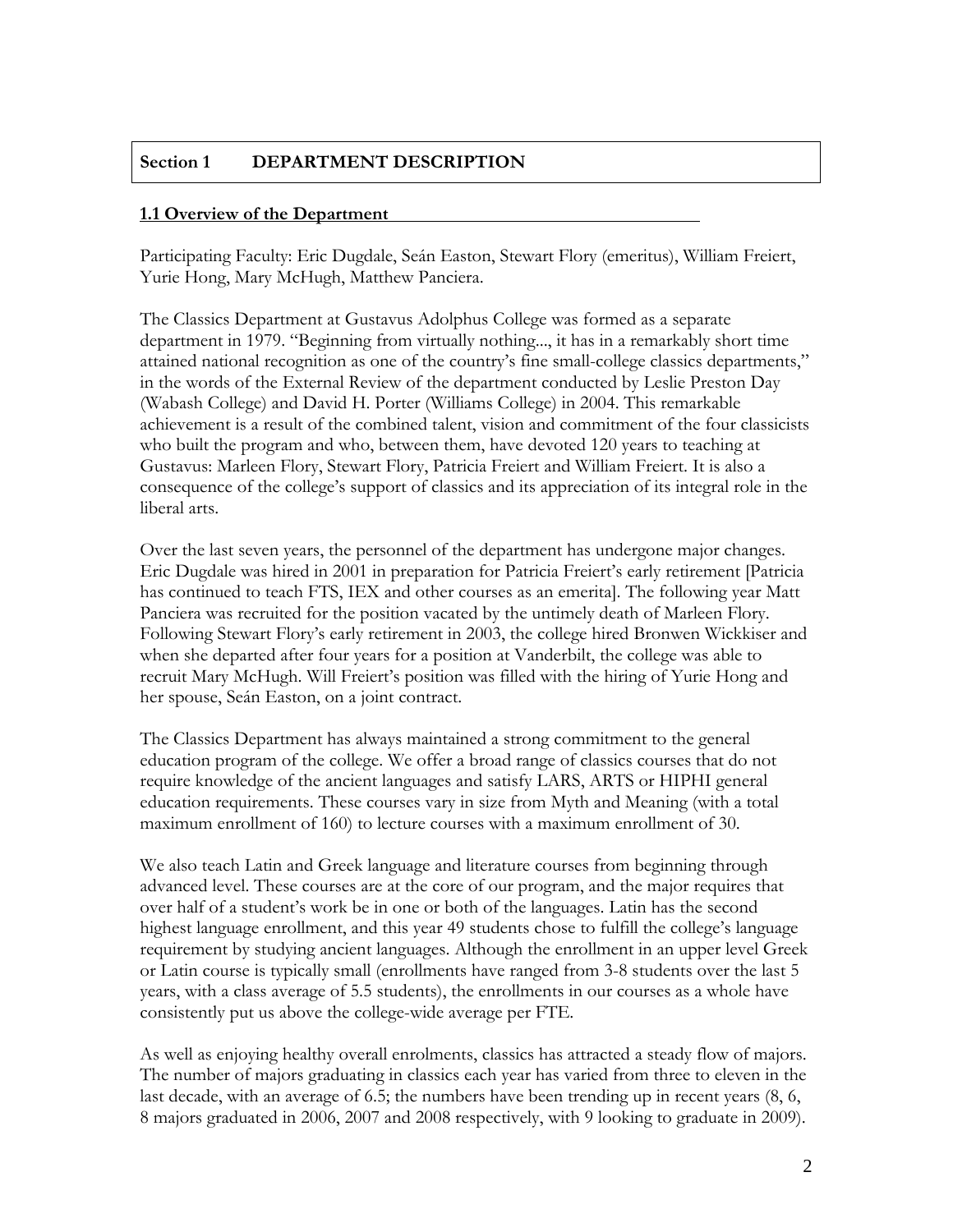## Section 1 DEPARTMENT DESCRIPTION

### 1.1 Overview of the Department

Participating Faculty: Eric Dugdale, Seán Easton, Stewart Flory (emeritus), William Freiert, Yurie Hong, Mary McHugh, Matthew Panciera.

The Classics Department at Gustavus Adolphus College was formed as a separate department in 1979. "Beginning from virtually nothing..., it has in a remarkably short time attained national recognition as one of the country's fine small-college classics departments," in the words of the External Review of the department conducted by Leslie Preston Day (Wabash College) and David H. Porter (Williams College) in 2004. This remarkable achievement is a result of the combined talent, vision and commitment of the four classicists who built the program and who, between them, have devoted 120 years to teaching at Gustavus: Marleen Flory, Stewart Flory, Patricia Freiert and William Freiert. It is also a consequence of the college's support of classics and its appreciation of its integral role in the liberal arts.

Over the last seven years, the personnel of the department has undergone major changes. Eric Dugdale was hired in 2001 in preparation for Patricia Freiert's early retirement [Patricia has continued to teach FTS, IEX and other courses as an emerita]. The following year Matt Panciera was recruited for the position vacated by the untimely death of Marleen Flory. Following Stewart Flory's early retirement in 2003, the college hired Bronwen Wickkiser and when she departed after four years for a position at Vanderbilt, the college was able to recruit Mary McHugh. Will Freiert's position was filled with the hiring of Yurie Hong and her spouse, Seán Easton, on a joint contract.

The Classics Department has always maintained a strong commitment to the general education program of the college. We offer a broad range of classics courses that do not require knowledge of the ancient languages and satisfy LARS, ARTS or HIPHI general education requirements. These courses vary in size from Myth and Meaning (with a total maximum enrollment of 160) to lecture courses with a maximum enrollment of 30.

We also teach Latin and Greek language and literature courses from beginning through advanced level. These courses are at the core of our program, and the major requires that over half of a student's work be in one or both of the languages. Latin has the second highest language enrollment, and this year 49 students chose to fulfill the college's language requirement by studying ancient languages. Although the enrollment in an upper level Greek or Latin course is typically small (enrollments have ranged from 3-8 students over the last 5 years, with a class average of 5.5 students), the enrollments in our courses as a whole have consistently put us above the college-wide average per FTE.

As well as enjoying healthy overall enrolments, classics has attracted a steady flow of majors. The number of majors graduating in classics each year has varied from three to eleven in the last decade, with an average of 6.5; the numbers have been trending up in recent years (8, 6, 8 majors graduated in 2006, 2007 and 2008 respectively, with 9 looking to graduate in 2009).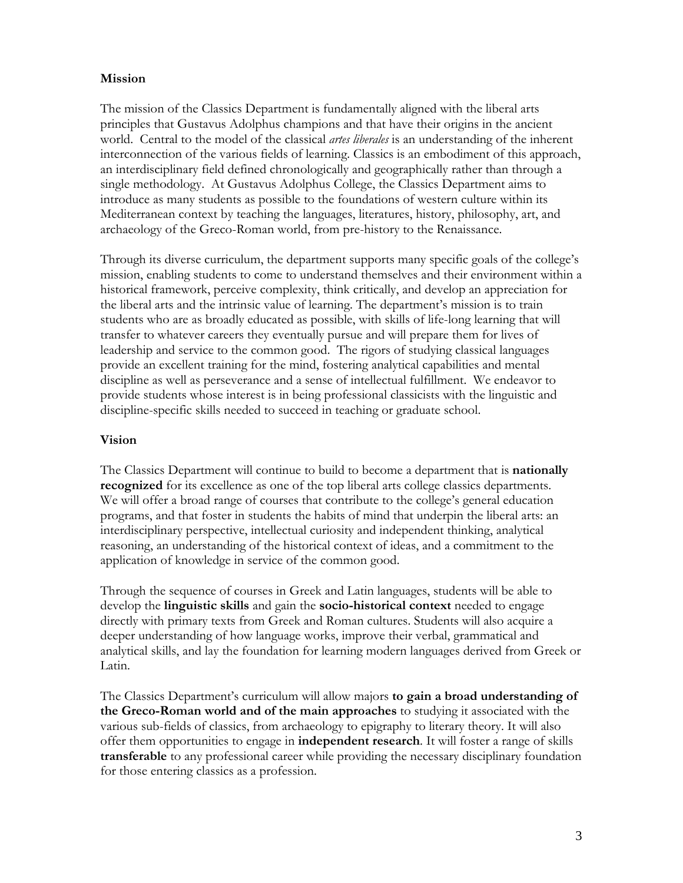## Mission

The mission of the Classics Department is fundamentally aligned with the liberal arts principles that Gustavus Adolphus champions and that have their origins in the ancient world. Central to the model of the classical *artes liberales* is an understanding of the inherent interconnection of the various fields of learning. Classics is an embodiment of this approach, an interdisciplinary field defined chronologically and geographically rather than through a single methodology. At Gustavus Adolphus College, the Classics Department aims to introduce as many students as possible to the foundations of western culture within its Mediterranean context by teaching the languages, literatures, history, philosophy, art, and archaeology of the Greco-Roman world, from pre-history to the Renaissance.

Through its diverse curriculum, the department supports many specific goals of the college's mission, enabling students to come to understand themselves and their environment within a historical framework, perceive complexity, think critically, and develop an appreciation for the liberal arts and the intrinsic value of learning. The department's mission is to train students who are as broadly educated as possible, with skills of life-long learning that will transfer to whatever careers they eventually pursue and will prepare them for lives of leadership and service to the common good. The rigors of studying classical languages provide an excellent training for the mind, fostering analytical capabilities and mental discipline as well as perseverance and a sense of intellectual fulfillment. We endeavor to provide students whose interest is in being professional classicists with the linguistic and discipline-specific skills needed to succeed in teaching or graduate school.

## Vision

The Classics Department will continue to build to become a department that is **nationally recognized** for its excellence as one of the top liberal arts college classics departments. We will offer a broad range of courses that contribute to the college's general education programs, and that foster in students the habits of mind that underpin the liberal arts: an interdisciplinary perspective, intellectual curiosity and independent thinking, analytical reasoning, an understanding of the historical context of ideas, and a commitment to the application of knowledge in service of the common good.

Through the sequence of courses in Greek and Latin languages, students will be able to develop the **linguistic skills** and gain the **socio-historical context** needed to engage directly with primary texts from Greek and Roman cultures. Students will also acquire a deeper understanding of how language works, improve their verbal, grammatical and analytical skills, and lay the foundation for learning modern languages derived from Greek or Latin.

The Classics Department's curriculum will allow majors **to gain a broad understanding of the Greco-Roman world and of the main approaches** to studying it associated with the various sub-fields of classics, from archaeology to epigraphy to literary theory. It will also offer them opportunities to engage in **independent research**. It will foster a range of skills **transferable** to any professional career while providing the necessary disciplinary foundation for those entering classics as a profession.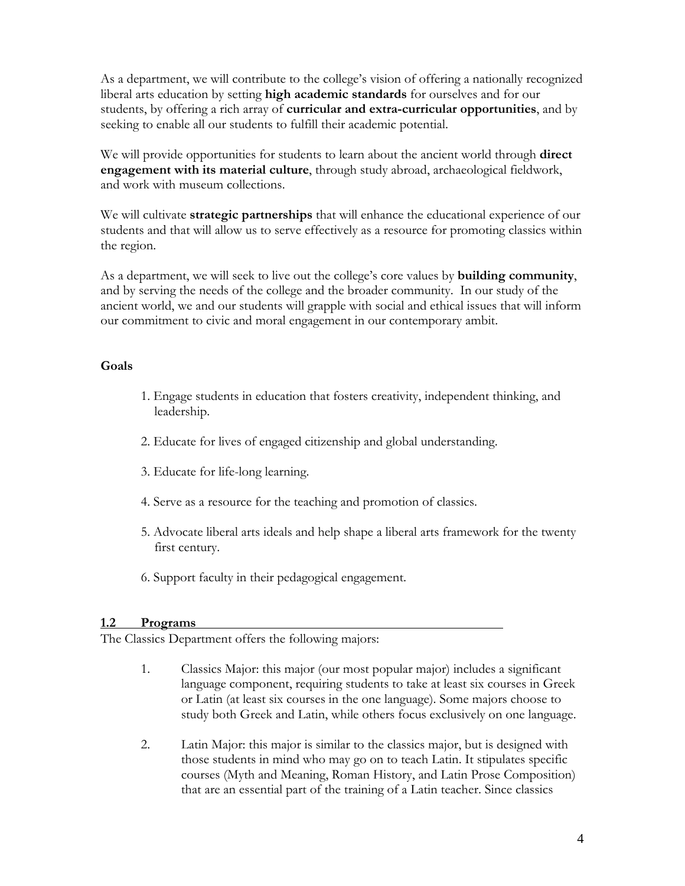As a department, we will contribute to the college's vision of offering a nationally recognized liberal arts education by setting **high academic standards** for ourselves and for our students, by offering a rich array of **curricular and extra-curricular opportunities**, and by seeking to enable all our students to fulfill their academic potential.

We will provide opportunities for students to learn about the ancient world through **direct engagement with its material culture**, through study abroad, archaeological fieldwork, and work with museum collections.

We will cultivate **strategic partnerships** that will enhance the educational experience of our students and that will allow us to serve effectively as a resource for promoting classics within the region.

As a department, we will seek to live out the college's core values by **building community**, and by serving the needs of the college and the broader community. In our study of the ancient world, we and our students will grapple with social and ethical issues that will inform our commitment to civic and moral engagement in our contemporary ambit.

**Goals**

1. Engage students in education that fosters creativity, independent thinking, and leadership.
2. Educate for lives of engaged citizenship and global understanding.
3. Educate for life-long learning.
4. Serve as a resource for the teaching and promotion of classics.
5. Advocate liberal arts ideals and help shape a liberal arts framework for the twenty first century.
6. Support faculty in their pedagogical engagement.

## 1.2 Programs

The Classics Department offers the following majors:

1. Classics Major: this major (our most popular major) includes a significant language component, requiring students to take at least six courses in Greek or Latin (at least six courses in the one language). Some majors choose to study both Greek and Latin, while others focus exclusively on one language.
2. Latin Major: this major is similar to the classics major, but is designed with those students in mind who may go on to teach Latin. It stipulates specific courses (Myth and Meaning, Roman History, and Latin Prose Composition) that are an essential part of the training of a Latin teacher. Since classics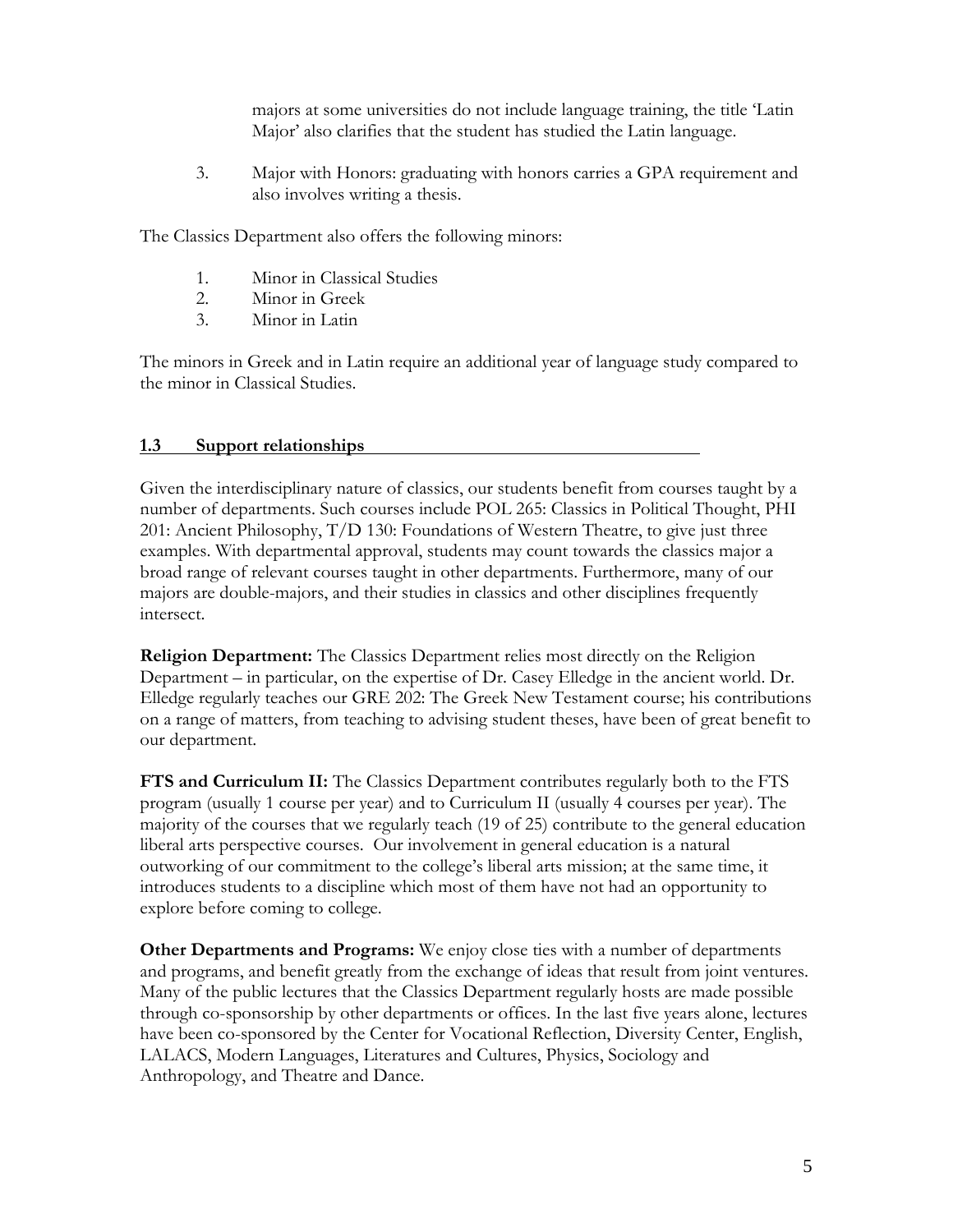majors at some universities do not include language training, the title 'Latin Major' also clarifies that the student has studied the Latin language.

3. Major with Honors: graduating with honors carries a GPA requirement and also involves writing a thesis.

The Classics Department also offers the following minors:

1. Minor in Classical Studies
2. Minor in Greek
3. Minor in Latin

The minors in Greek and in Latin require an additional year of language study compared to the minor in Classical Studies.

## 1.3 Support relationships

Given the interdisciplinary nature of classics, our students benefit from courses taught by a number of departments. Such courses include POL 265: Classics in Political Thought, PHI 201: Ancient Philosophy, T/D 130: Foundations of Western Theatre, to give just three examples. With departmental approval, students may count towards the classics major a broad range of relevant courses taught in other departments. Furthermore, many of our majors are double-majors, and their studies in classics and other disciplines frequently intersect.

**Religion Department:** The Classics Department relies most directly on the Religion Department – in particular, on the expertise of Dr. Casey Elledge in the ancient world. Dr. Elledge regularly teaches our GRE 202: The Greek New Testament course; his contributions on a range of matters, from teaching to advising student theses, have been of great benefit to our department.

**FTS and Curriculum II:** The Classics Department contributes regularly both to the FTS program (usually 1 course per year) and to Curriculum II (usually 4 courses per year). The majority of the courses that we regularly teach (19 of 25) contribute to the general education liberal arts perspective courses. Our involvement in general education is a natural outworking of our commitment to the college's liberal arts mission; at the same time, it introduces students to a discipline which most of them have not had an opportunity to explore before coming to college.

**Other Departments and Programs:** We enjoy close ties with a number of departments and programs, and benefit greatly from the exchange of ideas that result from joint ventures. Many of the public lectures that the Classics Department regularly hosts are made possible through co-sponsorship by other departments or offices. In the last five years alone, lectures have been co-sponsored by the Center for Vocational Reflection, Diversity Center, English, LALACS, Modern Languages, Literatures and Cultures, Physics, Sociology and Anthropology, and Theatre and Dance.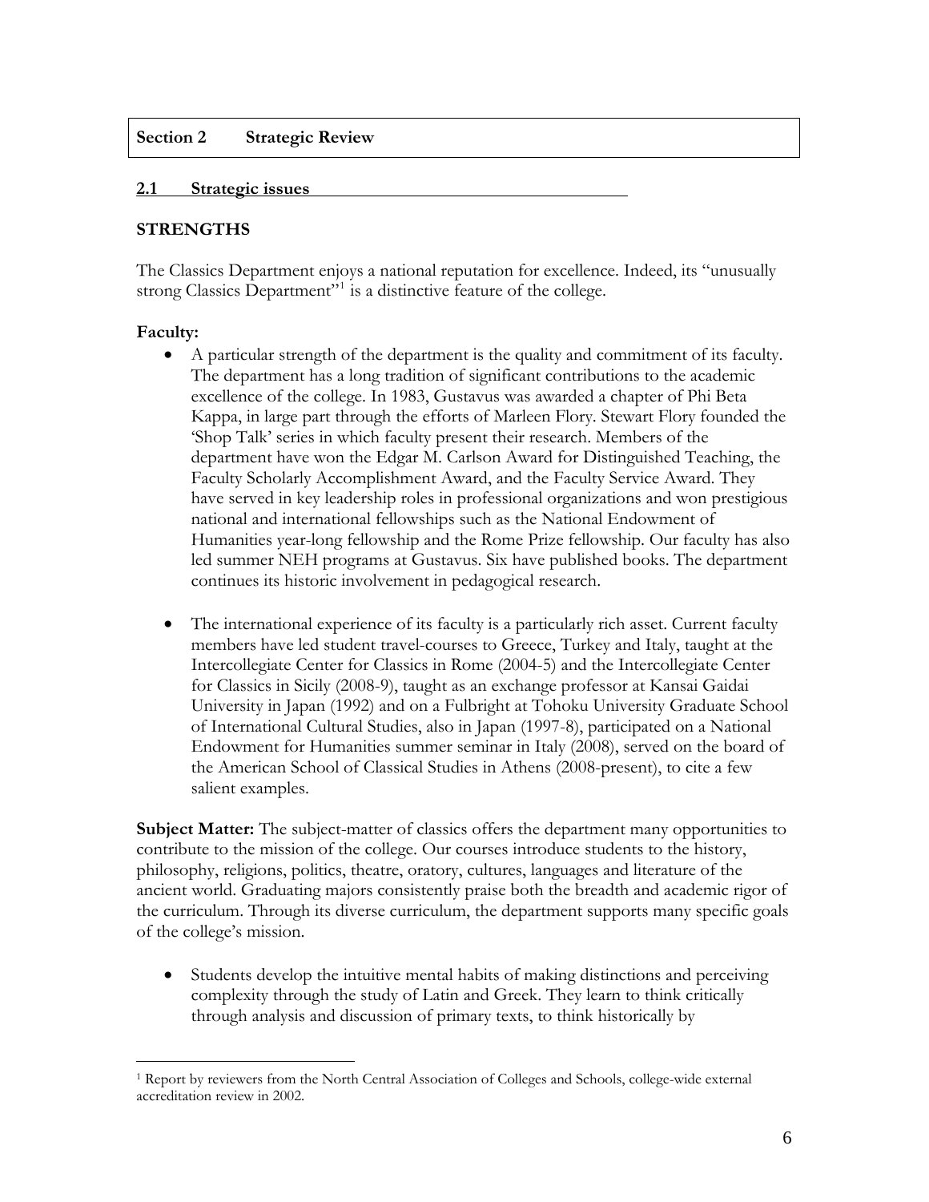## Section 2 Strategic Review

### 2.1 Strategic issues

**STRENGTHS**

The Classics Department enjoys a national reputation for excellence. Indeed, its "unusually strong Classics Department"[1] is a distinctive feature of the college.

**Faculty:**

- A particular strength of the department is the quality and commitment of its faculty. The department has a long tradition of significant contributions to the academic excellence of the college. In 1983, Gustavus was awarded a chapter of Phi Beta Kappa, in large part through the efforts of Marleen Flory. Stewart Flory founded the 'Shop Talk' series in which faculty present their research. Members of the department have won the Edgar M. Carlson Award for Distinguished Teaching, the Faculty Scholarly Accomplishment Award, and the Faculty Service Award. They have served in key leadership roles in professional organizations and won prestigious national and international fellowships such as the National Endowment of Humanities year-long fellowship and the Rome Prize fellowship. Our faculty has also led summer NEH programs at Gustavus. Six have published books. The department continues its historic involvement in pedagogical research.

- The international experience of its faculty is a particularly rich asset. Current faculty members have led student travel-courses to Greece, Turkey and Italy, taught at the Intercollegiate Center for Classics in Rome (2004-5) and the Intercollegiate Center for Classics in Sicily (2008-9), taught as an exchange professor at Kansai Gaidai University in Japan (1992) and on a Fulbright at Tohoku University Graduate School of International Cultural Studies, also in Japan (1997-8), participated on a National Endowment for Humanities summer seminar in Italy (2008), served on the board of the American School of Classical Studies in Athens (2008-present), to cite a few salient examples.

**Subject Matter:** The subject-matter of classics offers the department many opportunities to contribute to the mission of the college. Our courses introduce students to the history, philosophy, religions, politics, theatre, oratory, cultures, languages and literature of the ancient world. Graduating majors consistently praise both the breadth and academic rigor of the curriculum. Through its diverse curriculum, the department supports many specific goals of the college's mission.

- Students develop the intuitive mental habits of making distinctions and perceiving complexity through the study of Latin and Greek. They learn to think critically through analysis and discussion of primary texts, to think historically by

---

[1] Report by reviewers from the North Central Association of Colleges and Schools, college-wide external accreditation review in 2002.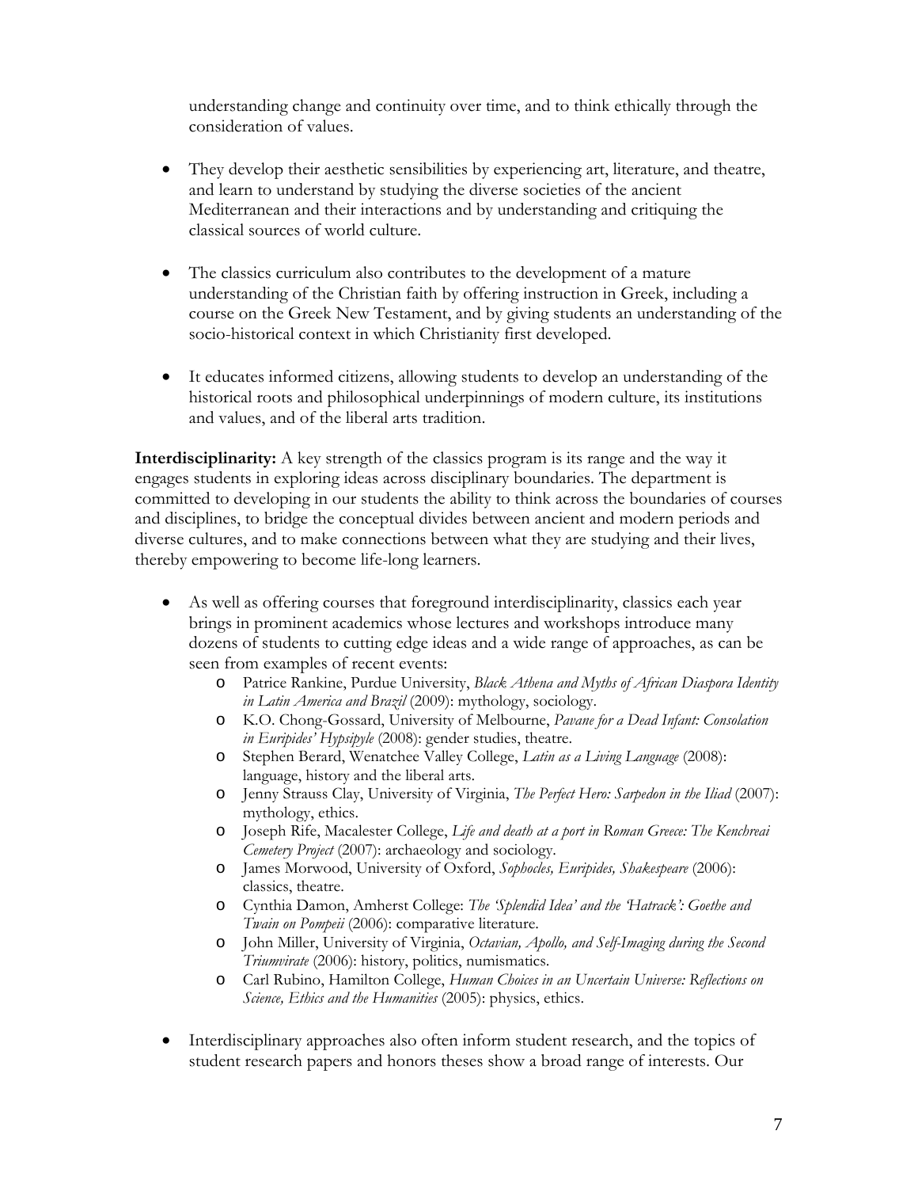understanding change and continuity over time, and to think ethically through the consideration of values.

- They develop their aesthetic sensibilities by experiencing art, literature, and theatre, and learn to understand by studying the diverse societies of the ancient Mediterranean and their interactions and by understanding and critiquing the classical sources of world culture.

- The classics curriculum also contributes to the development of a mature understanding of the Christian faith by offering instruction in Greek, including a course on the Greek New Testament, and by giving students an understanding of the socio-historical context in which Christianity first developed.

- It educates informed citizens, allowing students to develop an understanding of the historical roots and philosophical underpinnings of modern culture, its institutions and values, and of the liberal arts tradition.

**Interdisciplinarity:** A key strength of the classics program is its range and the way it engages students in exploring ideas across disciplinary boundaries. The department is committed to developing in our students the ability to think across the boundaries of courses and disciplines, to bridge the conceptual divides between ancient and modern periods and diverse cultures, and to make connections between what they are studying and their lives, thereby empowering to become life-long learners.

- As well as offering courses that foreground interdisciplinarity, classics each year brings in prominent academics whose lectures and workshops introduce many dozens of students to cutting edge ideas and a wide range of approaches, as can be seen from examples of recent events:
    - Patrice Rankine, Purdue University, *Black Athena and Myths of African Diaspora Identity in Latin America and Brazil* (2009): mythology, sociology.
    - K.O. Chong-Gossard, University of Melbourne, *Pavane for a Dead Infant: Consolation in Euripides' Hypsipyle* (2008): gender studies, theatre.
    - Stephen Berard, Wenatchee Valley College, *Latin as a Living Language* (2008): language, history and the liberal arts.
    - Jenny Strauss Clay, University of Virginia, *The Perfect Hero: Sarpedon in the Iliad* (2007): mythology, ethics.
    - Joseph Rife, Macalester College, *Life and death at a port in Roman Greece: The Kenchreai Cemetery Project* (2007): archaeology and sociology.
    - James Morwood, University of Oxford, *Sophocles, Euripides, Shakespeare* (2006): classics, theatre.
    - Cynthia Damon, Amherst College: *The 'Splendid Idea' and the 'Hatrack': Goethe and Twain on Pompeii* (2006): comparative literature.
    - John Miller, University of Virginia, *Octavian, Apollo, and Self-Imaging during the Second Triumvirate* (2006): history, politics, numismatics.
    - Carl Rubino, Hamilton College, *Human Choices in an Uncertain Universe: Reflections on Science, Ethics and the Humanities* (2005): physics, ethics.

- Interdisciplinary approaches also often inform student research, and the topics of student research papers and honors theses show a broad range of interests. Our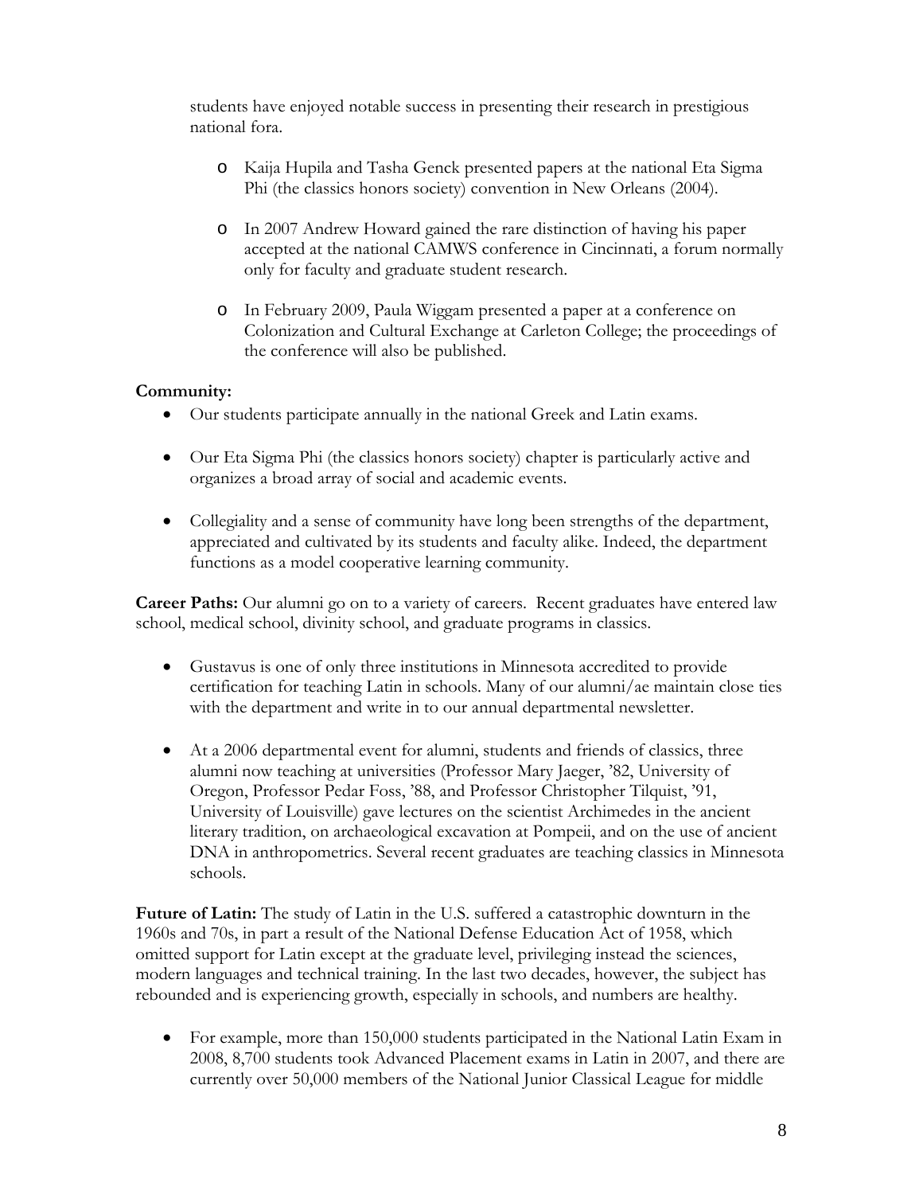students have enjoyed notable success in presenting their research in prestigious national fora.

- Kaija Hupila and Tasha Genck presented papers at the national Eta Sigma Phi (the classics honors society) convention in New Orleans (2004).
- In 2007 Andrew Howard gained the rare distinction of having his paper accepted at the national CAMWS conference in Cincinnati, a forum normally only for faculty and graduate student research.
- In February 2009, Paula Wiggam presented a paper at a conference on Colonization and Cultural Exchange at Carleton College; the proceedings of the conference will also be published.

**Community:**

- Our students participate annually in the national Greek and Latin exams.
- Our Eta Sigma Phi (the classics honors society) chapter is particularly active and organizes a broad array of social and academic events.
- Collegiality and a sense of community have long been strengths of the department, appreciated and cultivated by its students and faculty alike. Indeed, the department functions as a model cooperative learning community.

**Career Paths:** Our alumni go on to a variety of careers. Recent graduates have entered law school, medical school, divinity school, and graduate programs in classics.

- Gustavus is one of only three institutions in Minnesota accredited to provide certification for teaching Latin in schools. Many of our alumni/ae maintain close ties with the department and write in to our annual departmental newsletter.
- At a 2006 departmental event for alumni, students and friends of classics, three alumni now teaching at universities (Professor Mary Jaeger, '82, University of Oregon, Professor Pedar Foss, '88, and Professor Christopher Tilquist, '91, University of Louisville) gave lectures on the scientist Archimedes in the ancient literary tradition, on archaeological excavation at Pompeii, and on the use of ancient DNA in anthropometrics. Several recent graduates are teaching classics in Minnesota schools.

**Future of Latin:** The study of Latin in the U.S. suffered a catastrophic downturn in the 1960s and 70s, in part a result of the National Defense Education Act of 1958, which omitted support for Latin except at the graduate level, privileging instead the sciences, modern languages and technical training. In the last two decades, however, the subject has rebounded and is experiencing growth, especially in schools, and numbers are healthy.

- For example, more than 150,000 students participated in the National Latin Exam in 2008, 8,700 students took Advanced Placement exams in Latin in 2007, and there are currently over 50,000 members of the National Junior Classical League for middle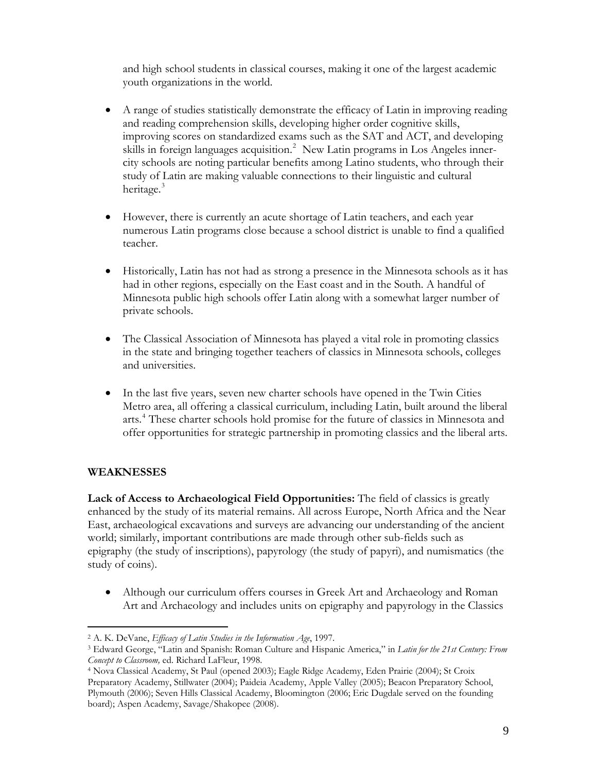and high school students in classical courses, making it one of the largest academic youth organizations in the world.

- A range of studies statistically demonstrate the efficacy of Latin in improving reading and reading comprehension skills, developing higher order cognitive skills, improving scores on standardized exams such as the SAT and ACT, and developing skills in foreign languages acquisition.[2] New Latin programs in Los Angeles inner-city schools are noting particular benefits among Latino students, who through their study of Latin are making valuable connections to their linguistic and cultural heritage.[3]

- However, there is currently an acute shortage of Latin teachers, and each year numerous Latin programs close because a school district is unable to find a qualified teacher.

- Historically, Latin has not had as strong a presence in the Minnesota schools as it has had in other regions, especially on the East coast and in the South. A handful of Minnesota public high schools offer Latin along with a somewhat larger number of private schools.

- The Classical Association of Minnesota has played a vital role in promoting classics in the state and bringing together teachers of classics in Minnesota schools, colleges and universities.

- In the last five years, seven new charter schools have opened in the Twin Cities Metro area, all offering a classical curriculum, including Latin, built around the liberal arts.[4] These charter schools hold promise for the future of classics in Minnesota and offer opportunities for strategic partnership in promoting classics and the liberal arts.

**WEAKNESSES**

**Lack of Access to Archaeological Field Opportunities:** The field of classics is greatly enhanced by the study of its material remains. All across Europe, North Africa and the Near East, archaeological excavations and surveys are advancing our understanding of the ancient world; similarly, important contributions are made through other sub-fields such as epigraphy (the study of inscriptions), papyrology (the study of papyri), and numismatics (the study of coins).

- Although our curriculum offers courses in Greek Art and Archaeology and Roman Art and Archaeology and includes units on epigraphy and papyrology in the Classics

---

[2] A. K. DeVane, *Efficacy of Latin Studies in the Information Age*, 1997.

[3] Edward George, "Latin and Spanish: Roman Culture and Hispanic America," in *Latin for the 21st Century: From Concept to Classroom,* ed. Richard LaFleur, 1998.

[4] Nova Classical Academy, St Paul (opened 2003); Eagle Ridge Academy, Eden Prairie (2004); St Croix Preparatory Academy, Stillwater (2004); Paideia Academy, Apple Valley (2005); Beacon Preparatory School, Plymouth (2006); Seven Hills Classical Academy, Bloomington (2006; Eric Dugdale served on the founding board); Aspen Academy, Savage/Shakopee (2008).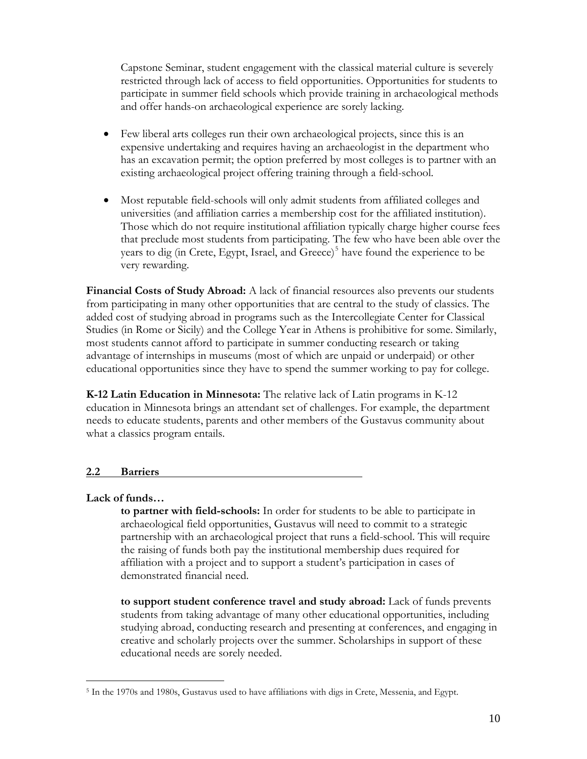Capstone Seminar, student engagement with the classical material culture is severely restricted through lack of access to field opportunities. Opportunities for students to participate in summer field schools which provide training in archaeological methods and offer hands-on archaeological experience are sorely lacking.

- Few liberal arts colleges run their own archaeological projects, since this is an expensive undertaking and requires having an archaeologist in the department who has an excavation permit; the option preferred by most colleges is to partner with an existing archaeological project offering training through a field-school.

- Most reputable field-schools will only admit students from affiliated colleges and universities (and affiliation carries a membership cost for the affiliated institution). Those which do not require institutional affiliation typically charge higher course fees that preclude most students from participating. The few who have been able over the years to dig (in Crete, Egypt, Israel, and Greece)[5] have found the experience to be very rewarding.

**Financial Costs of Study Abroad:** A lack of financial resources also prevents our students from participating in many other opportunities that are central to the study of classics. The added cost of studying abroad in programs such as the Intercollegiate Center for Classical Studies (in Rome or Sicily) and the College Year in Athens is prohibitive for some. Similarly, most students cannot afford to participate in summer conducting research or taking advantage of internships in museums (most of which are unpaid or underpaid) or other educational opportunities since they have to spend the summer working to pay for college.

**K-12 Latin Education in Minnesota:** The relative lack of Latin programs in K-12 education in Minnesota brings an attendant set of challenges. For example, the department needs to educate students, parents and other members of the Gustavus community about what a classics program entails.

## 2.2 Barriers

**Lack of funds…**

**to partner with field-schools:** In order for students to be able to participate in archaeological field opportunities, Gustavus will need to commit to a strategic partnership with an archaeological project that runs a field-school. This will require the raising of funds both pay the institutional membership dues required for affiliation with a project and to support a student's participation in cases of demonstrated financial need.

**to support student conference travel and study abroad:** Lack of funds prevents students from taking advantage of many other educational opportunities, including studying abroad, conducting research and presenting at conferences, and engaging in creative and scholarly projects over the summer. Scholarships in support of these educational needs are sorely needed.

[5] In the 1970s and 1980s, Gustavus used to have affiliations with digs in Crete, Messenia, and Egypt.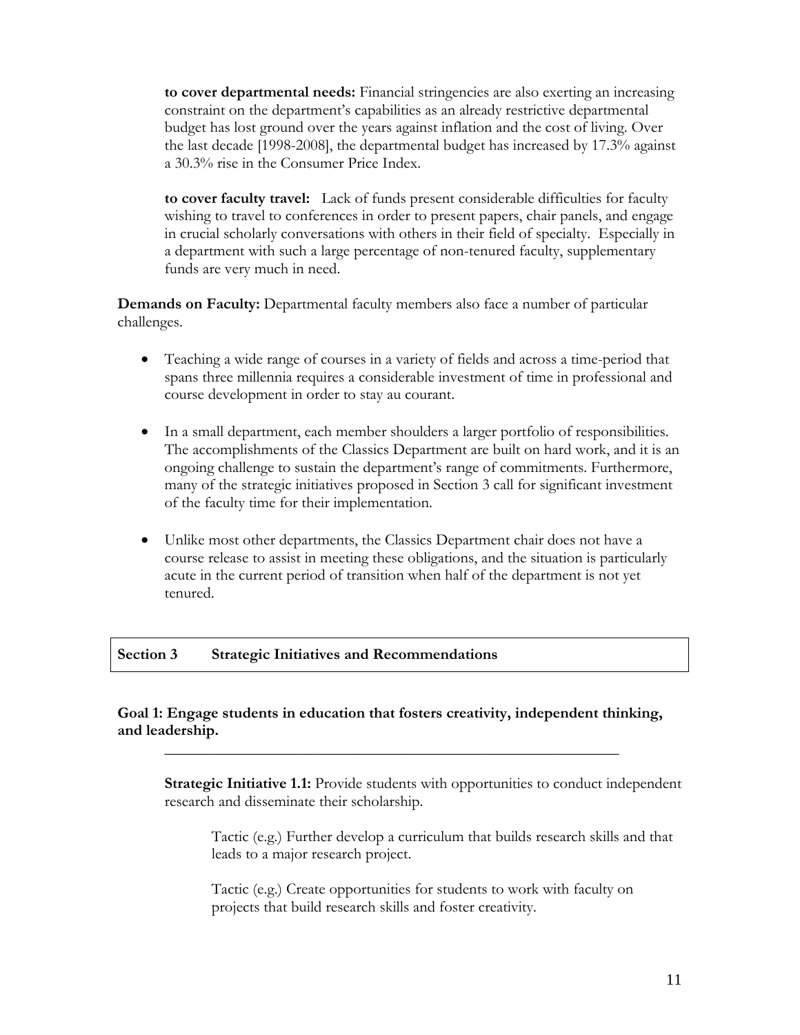**to cover departmental needs:** Financial stringencies are also exerting an increasing constraint on the department's capabilities as an already restrictive departmental budget has lost ground over the years against inflation and the cost of living. Over the last decade [1998-2008], the departmental budget has increased by 17.3% against a 30.3% rise in the Consumer Price Index.

**to cover faculty travel:** Lack of funds present considerable difficulties for faculty wishing to travel to conferences in order to present papers, chair panels, and engage in crucial scholarly conversations with others in their field of specialty. Especially in a department with such a large percentage of non-tenured faculty, supplementary funds are very much in need.

**Demands on Faculty:** Departmental faculty members also face a number of particular challenges.

- Teaching a wide range of courses in a variety of fields and across a time-period that spans three millennia requires a considerable investment of time in professional and course development in order to stay au courant.
- In a small department, each member shoulders a larger portfolio of responsibilities. The accomplishments of the Classics Department are built on hard work, and it is an ongoing challenge to sustain the department's range of commitments. Furthermore, many of the strategic initiatives proposed in Section 3 call for significant investment of the faculty time for their implementation.
- Unlike most other departments, the Classics Department chair does not have a course release to assist in meeting these obligations, and the situation is particularly acute in the current period of transition when half of the department is not yet tenured.

## Section 3 Strategic Initiatives and Recommendations

### Goal 1: Engage students in education that fosters creativity, independent thinking, and leadership.

**Strategic Initiative 1.1:** Provide students with opportunities to conduct independent research and disseminate their scholarship.

Tactic (e.g.) Further develop a curriculum that builds research skills and that leads to a major research project.

Tactic (e.g.) Create opportunities for students to work with faculty on projects that build research skills and foster creativity.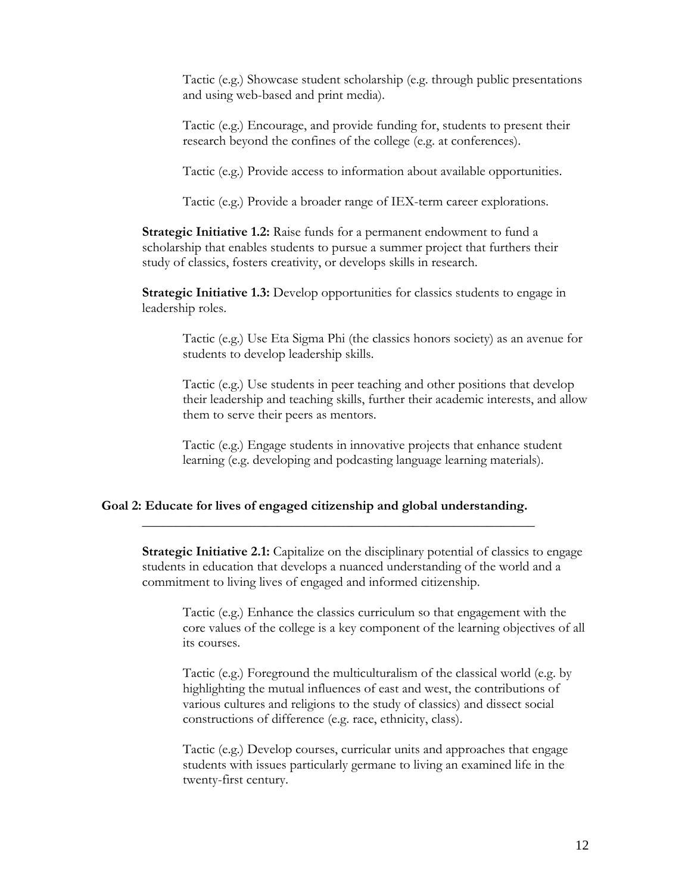Tactic (e.g.) Showcase student scholarship (e.g. through public presentations and using web-based and print media).

Tactic (e.g.) Encourage, and provide funding for, students to present their research beyond the confines of the college (e.g. at conferences).

Tactic (e.g.) Provide access to information about available opportunities.

Tactic (e.g.) Provide a broader range of IEX-term career explorations.

**Strategic Initiative 1.2:** Raise funds for a permanent endowment to fund a scholarship that enables students to pursue a summer project that furthers their study of classics, fosters creativity, or develops skills in research.

**Strategic Initiative 1.3:** Develop opportunities for classics students to engage in leadership roles.

Tactic (e.g.) Use Eta Sigma Phi (the classics honors society) as an avenue for students to develop leadership skills.

Tactic (e.g.) Use students in peer teaching and other positions that develop their leadership and teaching skills, further their academic interests, and allow them to serve their peers as mentors.

Tactic (e.g.) Engage students in innovative projects that enhance student learning (e.g. developing and podcasting language learning materials).

## Goal 2: Educate for lives of engaged citizenship and global understanding.

**Strategic Initiative 2.1:** Capitalize on the disciplinary potential of classics to engage students in education that develops a nuanced understanding of the world and a commitment to living lives of engaged and informed citizenship.

Tactic (e.g.) Enhance the classics curriculum so that engagement with the core values of the college is a key component of the learning objectives of all its courses.

Tactic (e.g.) Foreground the multiculturalism of the classical world (e.g. by highlighting the mutual influences of east and west, the contributions of various cultures and religions to the study of classics) and dissect social constructions of difference (e.g. race, ethnicity, class).

Tactic (e.g.) Develop courses, curricular units and approaches that engage students with issues particularly germane to living an examined life in the twenty-first century.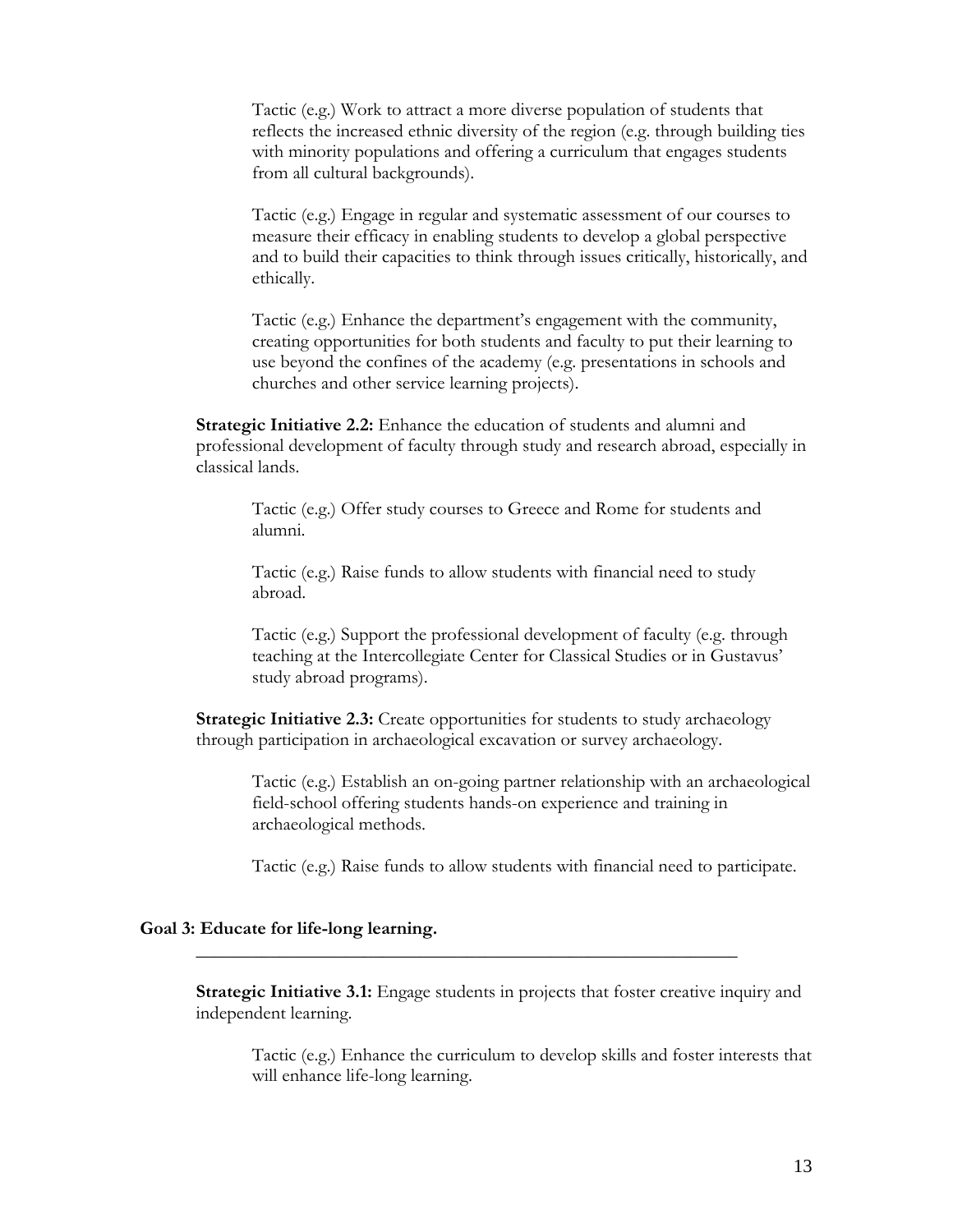Tactic (e.g.) Work to attract a more diverse population of students that reflects the increased ethnic diversity of the region (e.g. through building ties with minority populations and offering a curriculum that engages students from all cultural backgrounds).

Tactic (e.g.) Engage in regular and systematic assessment of our courses to measure their efficacy in enabling students to develop a global perspective and to build their capacities to think through issues critically, historically, and ethically.

Tactic (e.g.) Enhance the department's engagement with the community, creating opportunities for both students and faculty to put their learning to use beyond the confines of the academy (e.g. presentations in schools and churches and other service learning projects).

**Strategic Initiative 2.2:** Enhance the education of students and alumni and professional development of faculty through study and research abroad, especially in classical lands.

Tactic (e.g.) Offer study courses to Greece and Rome for students and alumni.

Tactic (e.g.) Raise funds to allow students with financial need to study abroad.

Tactic (e.g.) Support the professional development of faculty (e.g. through teaching at the Intercollegiate Center for Classical Studies or in Gustavus' study abroad programs).

**Strategic Initiative 2.3:** Create opportunities for students to study archaeology through participation in archaeological excavation or survey archaeology.

Tactic (e.g.) Establish an on-going partner relationship with an archaeological field-school offering students hands-on experience and training in archaeological methods.

Tactic (e.g.) Raise funds to allow students with financial need to participate.

## Goal 3: Educate for life-long learning.

---

**Strategic Initiative 3.1:** Engage students in projects that foster creative inquiry and independent learning.

Tactic (e.g.) Enhance the curriculum to develop skills and foster interests that will enhance life-long learning.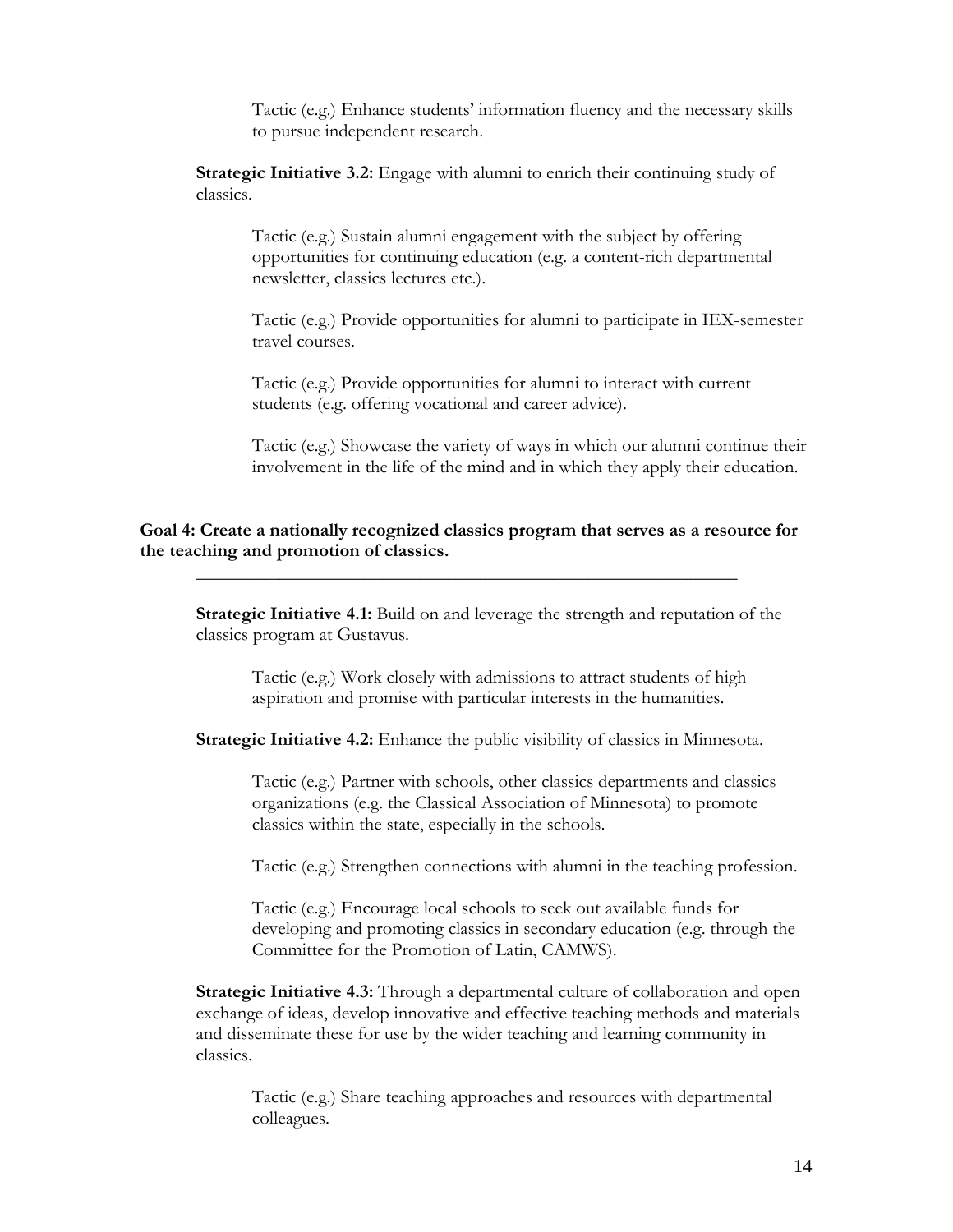Tactic (e.g.) Enhance students' information fluency and the necessary skills to pursue independent research.

**Strategic Initiative 3.2:** Engage with alumni to enrich their continuing study of classics.

Tactic (e.g.) Sustain alumni engagement with the subject by offering opportunities for continuing education (e.g. a content-rich departmental newsletter, classics lectures etc.).

Tactic (e.g.) Provide opportunities for alumni to participate in IEX-semester travel courses.

Tactic (e.g.) Provide opportunities for alumni to interact with current students (e.g. offering vocational and career advice).

Tactic (e.g.) Showcase the variety of ways in which our alumni continue their involvement in the life of the mind and in which they apply their education.

**Goal 4: Create a nationally recognized classics program that serves as a resource for the teaching and promotion of classics.**

---

**Strategic Initiative 4.1:** Build on and leverage the strength and reputation of the classics program at Gustavus.

Tactic (e.g.) Work closely with admissions to attract students of high aspiration and promise with particular interests in the humanities.

**Strategic Initiative 4.2:** Enhance the public visibility of classics in Minnesota.

Tactic (e.g.) Partner with schools, other classics departments and classics organizations (e.g. the Classical Association of Minnesota) to promote classics within the state, especially in the schools.

Tactic (e.g.) Strengthen connections with alumni in the teaching profession.

Tactic (e.g.) Encourage local schools to seek out available funds for developing and promoting classics in secondary education (e.g. through the Committee for the Promotion of Latin, CAMWS).

**Strategic Initiative 4.3:** Through a departmental culture of collaboration and open exchange of ideas, develop innovative and effective teaching methods and materials and disseminate these for use by the wider teaching and learning community in classics.

Tactic (e.g.) Share teaching approaches and resources with departmental colleagues.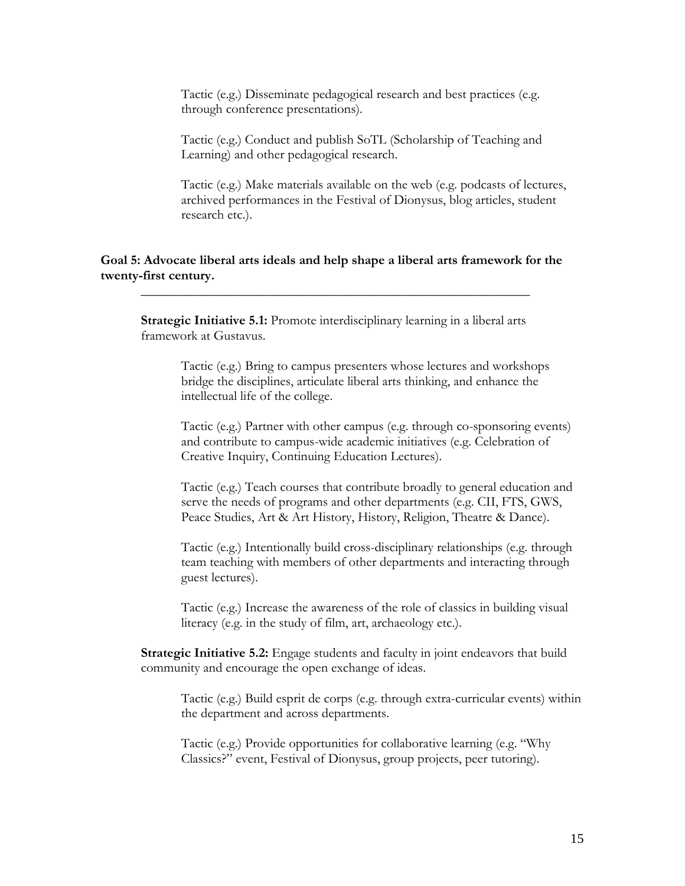Tactic (e.g.) Disseminate pedagogical research and best practices (e.g. through conference presentations).

Tactic (e.g.) Conduct and publish SoTL (Scholarship of Teaching and Learning) and other pedagogical research.

Tactic (e.g.) Make materials available on the web (e.g. podcasts of lectures, archived performances in the Festival of Dionysus, blog articles, student research etc.).

**Goal 5: Advocate liberal arts ideals and help shape a liberal arts framework for the twenty-first century.**

---

**Strategic Initiative 5.1:** Promote interdisciplinary learning in a liberal arts framework at Gustavus.

Tactic (e.g.) Bring to campus presenters whose lectures and workshops bridge the disciplines, articulate liberal arts thinking, and enhance the intellectual life of the college.

Tactic (e.g.) Partner with other campus (e.g. through co-sponsoring events) and contribute to campus-wide academic initiatives (e.g. Celebration of Creative Inquiry, Continuing Education Lectures).

Tactic (e.g.) Teach courses that contribute broadly to general education and serve the needs of programs and other departments (e.g. CII, FTS, GWS, Peace Studies, Art & Art History, History, Religion, Theatre & Dance).

Tactic (e.g.) Intentionally build cross-disciplinary relationships (e.g. through team teaching with members of other departments and interacting through guest lectures).

Tactic (e.g.) Increase the awareness of the role of classics in building visual literacy (e.g. in the study of film, art, archaeology etc.).

**Strategic Initiative 5.2:** Engage students and faculty in joint endeavors that build community and encourage the open exchange of ideas.

Tactic (e.g.) Build esprit de corps (e.g. through extra-curricular events) within the department and across departments.

Tactic (e.g.) Provide opportunities for collaborative learning (e.g. "Why Classics?" event, Festival of Dionysus, group projects, peer tutoring).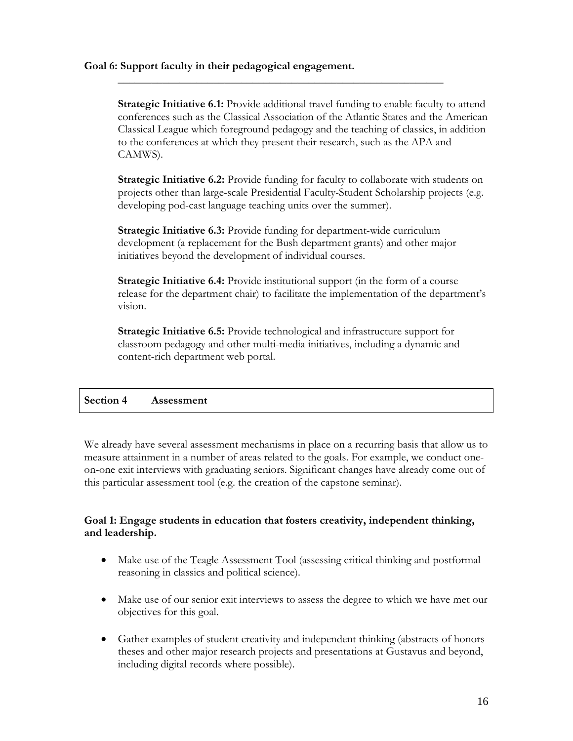**Goal 6: Support faculty in their pedagogical engagement.**

**Strategic Initiative 6.1:** Provide additional travel funding to enable faculty to attend conferences such as the Classical Association of the Atlantic States and the American Classical League which foreground pedagogy and the teaching of classics, in addition to the conferences at which they present their research, such as the APA and CAMWS).

**Strategic Initiative 6.2:** Provide funding for faculty to collaborate with students on projects other than large-scale Presidential Faculty-Student Scholarship projects (e.g. developing pod-cast language teaching units over the summer).

**Strategic Initiative 6.3:** Provide funding for department-wide curriculum development (a replacement for the Bush department grants) and other major initiatives beyond the development of individual courses.

**Strategic Initiative 6.4:** Provide institutional support (in the form of a course release for the department chair) to facilitate the implementation of the department's vision.

**Strategic Initiative 6.5:** Provide technological and infrastructure support for classroom pedagogy and other multi-media initiatives, including a dynamic and content-rich department web portal.

## Section 4 Assessment

We already have several assessment mechanisms in place on a recurring basis that allow us to measure attainment in a number of areas related to the goals. For example, we conduct one-on-one exit interviews with graduating seniors. Significant changes have already come out of this particular assessment tool (e.g. the creation of the capstone seminar).

**Goal 1: Engage students in education that fosters creativity, independent thinking, and leadership.**

- Make use of the Teagle Assessment Tool (assessing critical thinking and postformal reasoning in classics and political science).
- Make use of our senior exit interviews to assess the degree to which we have met our objectives for this goal.
- Gather examples of student creativity and independent thinking (abstracts of honors theses and other major research projects and presentations at Gustavus and beyond, including digital records where possible).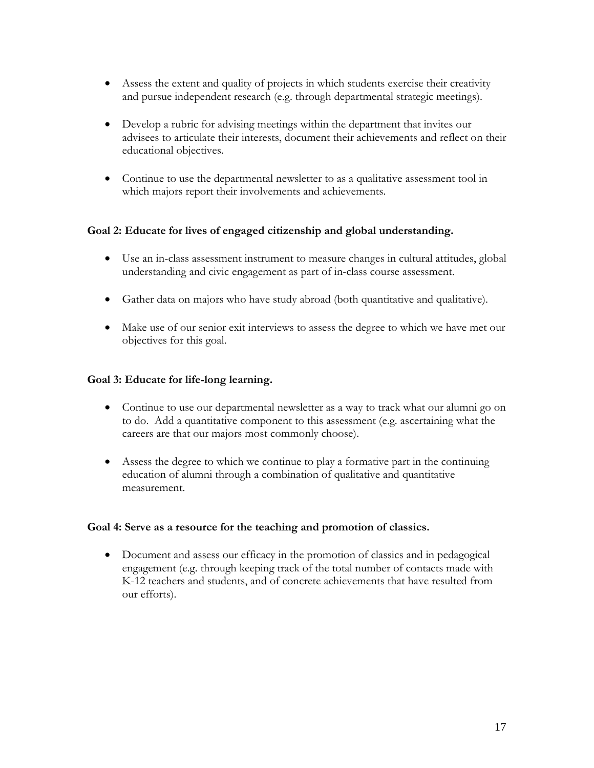- Assess the extent and quality of projects in which students exercise their creativity and pursue independent research (e.g. through departmental strategic meetings).

- Develop a rubric for advising meetings within the department that invites our advisees to articulate their interests, document their achievements and reflect on their educational objectives.

- Continue to use the departmental newsletter to as a qualitative assessment tool in which majors report their involvements and achievements.

**Goal 2: Educate for lives of engaged citizenship and global understanding.**

- Use an in-class assessment instrument to measure changes in cultural attitudes, global understanding and civic engagement as part of in-class course assessment.

- Gather data on majors who have study abroad (both quantitative and qualitative).

- Make use of our senior exit interviews to assess the degree to which we have met our objectives for this goal.

**Goal 3: Educate for life-long learning.**

- Continue to use our departmental newsletter as a way to track what our alumni go on to do. Add a quantitative component to this assessment (e.g. ascertaining what the careers are that our majors most commonly choose).

- Assess the degree to which we continue to play a formative part in the continuing education of alumni through a combination of qualitative and quantitative measurement.

**Goal 4: Serve as a resource for the teaching and promotion of classics.**

- Document and assess our efficacy in the promotion of classics and in pedagogical engagement (e.g. through keeping track of the total number of contacts made with K-12 teachers and students, and of concrete achievements that have resulted from our efforts).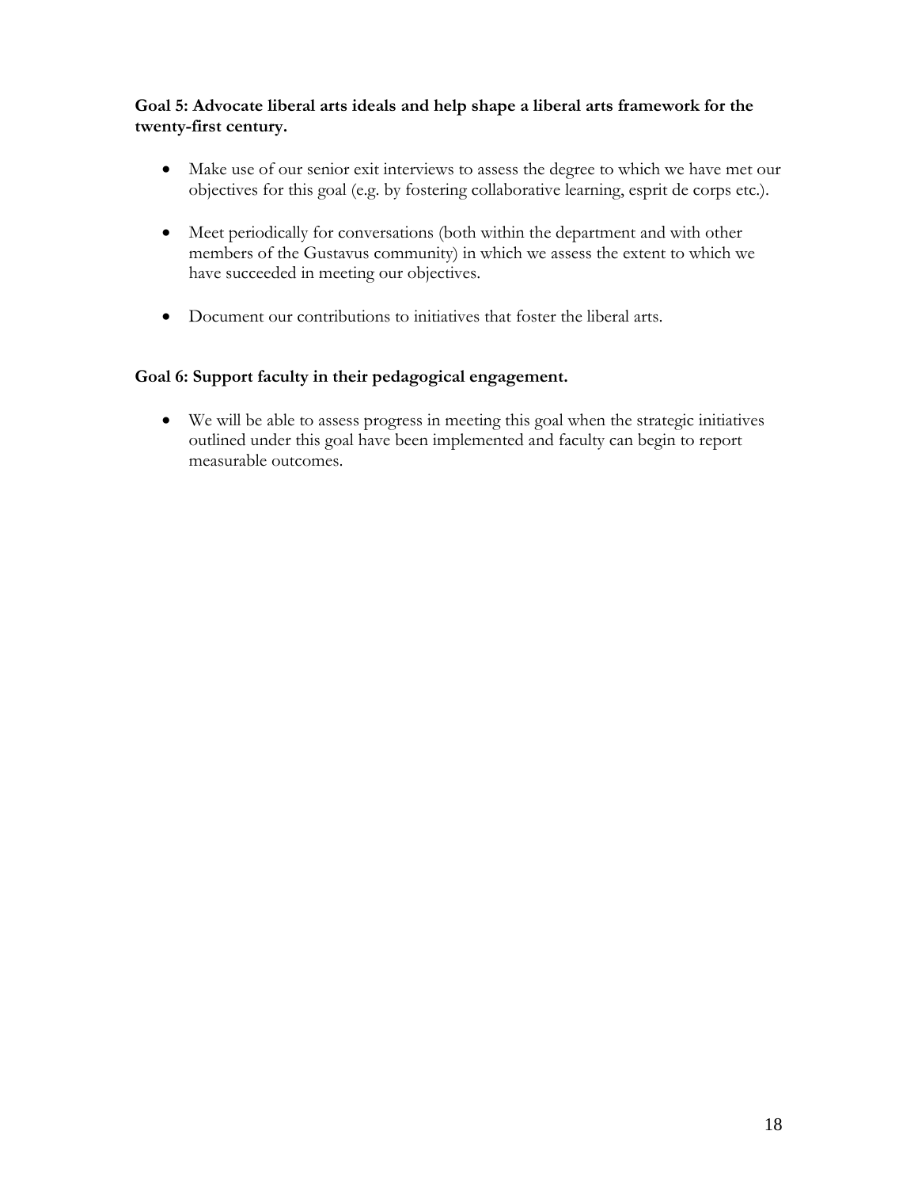**Goal 5: Advocate liberal arts ideals and help shape a liberal arts framework for the twenty-first century.**

- Make use of our senior exit interviews to assess the degree to which we have met our objectives for this goal (e.g. by fostering collaborative learning, esprit de corps etc.).

- Meet periodically for conversations (both within the department and with other members of the Gustavus community) in which we assess the extent to which we have succeeded in meeting our objectives.

- Document our contributions to initiatives that foster the liberal arts.

**Goal 6: Support faculty in their pedagogical engagement.**

- We will be able to assess progress in meeting this goal when the strategic initiatives outlined under this goal have been implemented and faculty can begin to report measurable outcomes.